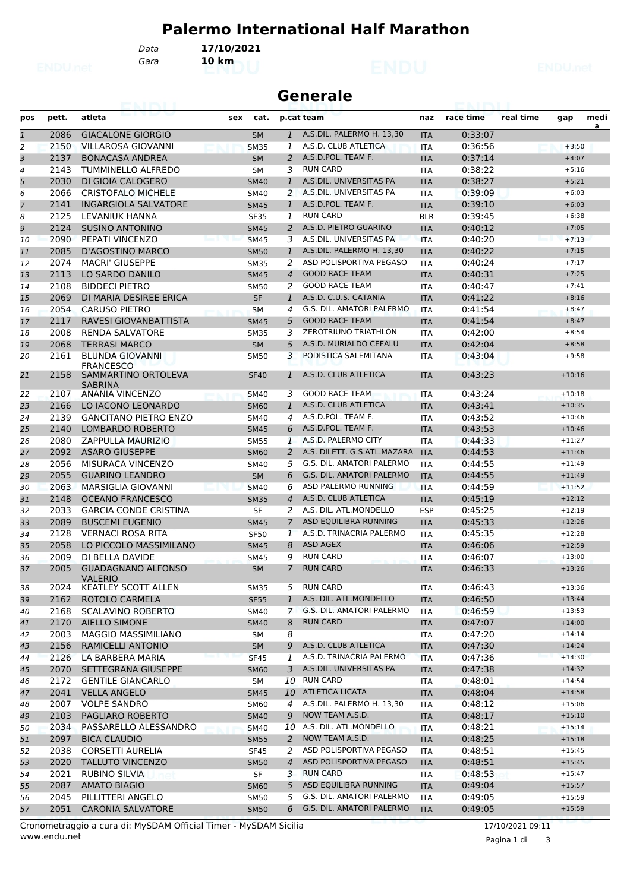# Palermo International Half Marathon

Data **17/10/2021**
Gara **10 km**

## Generale

| pos | pett. | atleta | sex | cat. | p.cat | team | naz | race time | real time | gap | media |
|---|---|---|---|---|---|---|---|---|---|---|---|
| 1 | 2086 | GIACALONE GIORGIO | | SM | 1 | A.S.DIL. PALERMO H. 13,30 | ITA | 0:33:07 | | | |
| 2 | 2150 | VILLAROSA GIOVANNI | | SM35 | 1 | A.S.D. CLUB ATLETICA | ITA | 0:36:56 | | +3:50 | |
| 3 | 2137 | BONACASA ANDREA | | SM | 2 | A.S.D.POL. TEAM F. | ITA | 0:37:14 | | +4:07 | |
| 4 | 2143 | TUMMINELLO ALFREDO | | SM | 3 | RUN CARD | ITA | 0:38:22 | | +5:16 | |
| 5 | 2030 | DI GIOIA CALOGERO | | SM40 | 1 | A.S.DIL. UNIVERSITAS PA | ITA | 0:38:27 | | +5:21 | |
| 6 | 2066 | CRISTOFALO MICHELE | | SM40 | 2 | A.S.DIL. UNIVERSITAS PA | ITA | 0:39:09 | | +6:03 | |
| 7 | 2141 | INGARGIOLA SALVATORE | | SM45 | 1 | A.S.D.POL. TEAM F. | ITA | 0:39:10 | | +6:03 | |
| 8 | 2125 | LEVANIUK HANNA | | SF35 | 1 | RUN CARD | BLR | 0:39:45 | | +6:38 | |
| 9 | 2124 | SUSINO ANTONINO | | SM45 | 2 | A.S.D. PIETRO GUARINO | ITA | 0:40:12 | | +7:05 | |
| 10 | 2090 | PEPATI VINCENZO | | SM45 | 3 | A.S.DIL. UNIVERSITAS PA | ITA | 0:40:20 | | +7:13 | |
| 11 | 2085 | D'AGOSTINO MARCO | | SM50 | 1 | A.S.DIL. PALERMO H. 13,30 | ITA | 0:40:22 | | +7:15 | |
| 12 | 2074 | MACRI' GIUSEPPE | | SM35 | 2 | ASD POLISPORTIVA PEGASO | ITA | 0:40:24 | | +7:17 | |
| 13 | 2113 | LO SARDO DANILO | | SM45 | 4 | GOOD RACE TEAM | ITA | 0:40:31 | | +7:25 | |
| 14 | 2108 | BIDDECI PIETRO | | SM50 | 2 | GOOD RACE TEAM | ITA | 0:40:47 | | +7:41 | |
| 15 | 2069 | DI MARIA DESIREE ERICA | | SF | 1 | A.S.D. C.U.S. CATANIA | ITA | 0:41:22 | | +8:16 | |
| 16 | 2054 | CARUSO PIETRO | | SM | 4 | G.S. DIL. AMATORI PALERMO | ITA | 0:41:54 | | +8:47 | |
| 17 | 2117 | RAVESI GIOVANBATTISTA | | SM45 | 5 | GOOD RACE TEAM | ITA | 0:41:54 | | +8:47 | |
| 18 | 2008 | RENDA SALVATORE | | SM35 | 3 | ZEROTRIUNO TRIATHLON | ITA | 0:42:00 | | +8:54 | |
| 19 | 2068 | TERRASI MARCO | | SM | 5 | A.S.D. MURIALDO CEFALU | ITA | 0:42:04 | | +8:58 | |
| 20 | 2161 | BLUNDA GIOVANNI FRANCESCO | | SM50 | 3 | PODISTICA SALEMITANA | ITA | 0:43:04 | | +9:58 | |
| 21 | 2158 | SAMMARTINO ORTOLEVA SABRINA | | SF40 | 1 | A.S.D. CLUB ATLETICA | ITA | 0:43:23 | | +10:16 | |
| 22 | 2107 | ANANIA VINCENZO | | SM40 | 3 | GOOD RACE TEAM | ITA | 0:43:24 | | +10:18 | |
| 23 | 2166 | LO IACONO LEONARDO | | SM60 | 1 | A.S.D. CLUB ATLETICA | ITA | 0:43:41 | | +10:35 | |
| 24 | 2139 | GANCITANO PIETRO ENZO | | SM40 | 4 | A.S.D.POL. TEAM F. | ITA | 0:43:52 | | +10:46 | |
| 25 | 2140 | LOMBARDO ROBERTO | | SM45 | 6 | A.S.D.POL. TEAM F. | ITA | 0:43:53 | | +10:46 | |
| 26 | 2080 | ZAPPULLA MAURIZIO | | SM55 | 1 | A.S.D. PALERMO CITY | ITA | 0:44:33 | | +11:27 | |
| 27 | 2092 | ASARO GIUSEPPE | | SM60 | 2 | A.S. DILETT. G.S.ATL.MAZARA | ITA | 0:44:53 | | +11:46 | |
| 28 | 2056 | MISURACA VINCENZO | | SM40 | 5 | G.S. DIL. AMATORI PALERMO | ITA | 0:44:55 | | +11:49 | |
| 29 | 2055 | GUARINO LEANDRO | | SM | 6 | G.S. DIL. AMATORI PALERMO | ITA | 0:44:55 | | +11:49 | |
| 30 | 2063 | MARSIGLIA GIOVANNI | | SM40 | 6 | ASD PALERMO RUNNING | ITA | 0:44:59 | | +11:52 | |
| 31 | 2148 | OCEANO FRANCESCO | | SM35 | 4 | A.S.D. CLUB ATLETICA | ITA | 0:45:19 | | +12:12 | |
| 32 | 2033 | GARCIA CONDE CRISTINA | | SF | 2 | A.S. DIL. ATL.MONDELLO | ESP | 0:45:25 | | +12:19 | |
| 33 | 2089 | BUSCEMI EUGENIO | | SM45 | 7 | ASD EQUILIBRA RUNNING | ITA | 0:45:33 | | +12:26 | |
| 34 | 2128 | VERNACI ROSA RITA | | SF50 | 1 | A.S.D. TRINACRIA PALERMO | ITA | 0:45:35 | | +12:28 | |
| 35 | 2058 | LO PICCOLO MASSIMILANO | | SM45 | 8 | ASD AGEX | ITA | 0:46:06 | | +12:59 | |
| 36 | 2009 | DI BELLA DAVIDE | | SM45 | 9 | RUN CARD | ITA | 0:46:07 | | +13:00 | |
| 37 | 2005 | GUADAGNANO ALFONSO VALERIO | | SM | 7 | RUN CARD | ITA | 0:46:33 | | +13:26 | |
| 38 | 2024 | KEATLEY SCOTT ALLEN | | SM35 | 5 | RUN CARD | ITA | 0:46:43 | | +13:36 | |
| 39 | 2162 | ROTOLO CARMELA | | SF55 | 1 | A.S. DIL. ATL.MONDELLO | ITA | 0:46:50 | | +13:44 | |
| 40 | 2168 | SCALAVINO ROBERTO | | SM40 | 7 | G.S. DIL. AMATORI PALERMO | ITA | 0:46:59 | | +13:53 | |
| 41 | 2170 | AIELLO SIMONE | | SM40 | 8 | RUN CARD | ITA | 0:47:07 | | +14:00 | |
| 42 | 2003 | MAGGIO MASSIMILIANO | | SM | 8 | | ITA | 0:47:20 | | +14:14 | |
| 43 | 2156 | RAMICELLI ANTONIO | | SM | 9 | A.S.D. CLUB ATLETICA | ITA | 0:47:30 | | +14:24 | |
| 44 | 2126 | LA BARBERA MARIA | | SF45 | 1 | A.S.D. TRINACRIA PALERMO | ITA | 0:47:36 | | +14:30 | |
| 45 | 2070 | SETTEGRANA GIUSEPPE | | SM60 | 3 | A.S.DIL. UNIVERSITAS PA | ITA | 0:47:38 | | +14:32 | |
| 46 | 2172 | GENTILE GIANCARLO | | SM | 10 | RUN CARD | ITA | 0:48:01 | | +14:54 | |
| 47 | 2041 | VELLA ANGELO | | SM45 | 10 | ATLETICA LICATA | ITA | 0:48:04 | | +14:58 | |
| 48 | 2007 | VOLPE SANDRO | | SM60 | 4 | A.S.DIL. PALERMO H. 13,30 | ITA | 0:48:12 | | +15:06 | |
| 49 | 2103 | PAGLIARO ROBERTO | | SM40 | 9 | NOW TEAM A.S.D. | ITA | 0:48:17 | | +15:10 | |
| 50 | 2034 | PASSARELLO ALESSANDRO | | SM40 | 10 | A.S. DIL. ATL.MONDELLO | ITA | 0:48:21 | | +15:14 | |
| 51 | 2097 | BICA CLAUDIO | | SM55 | 2 | NOW TEAM A.S.D. | ITA | 0:48:25 | | +15:18 | |
| 52 | 2038 | CORSETTI AURELIA | | SF45 | 2 | ASD POLISPORTIVA PEGASO | ITA | 0:48:51 | | +15:45 | |
| 53 | 2020 | TALLUTO VINCENZO | | SM50 | 4 | ASD POLISPORTIVA PEGASO | ITA | 0:48:51 | | +15:45 | |
| 54 | 2021 | RUBINO SILVIA | | SF | 3 | RUN CARD | ITA | 0:48:53 | | +15:47 | |
| 55 | 2087 | AMATO BIAGIO | | SM60 | 5 | ASD EQUILIBRA RUNNING | ITA | 0:49:04 | | +15:57 | |
| 56 | 2045 | PILLITTERI ANGELO | | SM50 | 5 | G.S. DIL. AMATORI PALERMO | ITA | 0:49:05 | | +15:59 | |
| 57 | 2051 | CARONIA SALVATORE | | SM50 | 6 | G.S. DIL. AMATORI PALERMO | ITA | 0:49:05 | | +15:59 | |

Cronometraggio a cura di: MySDAM Official Timer - MySDAM Sicilia
www.endu.net
17/10/2021 09:11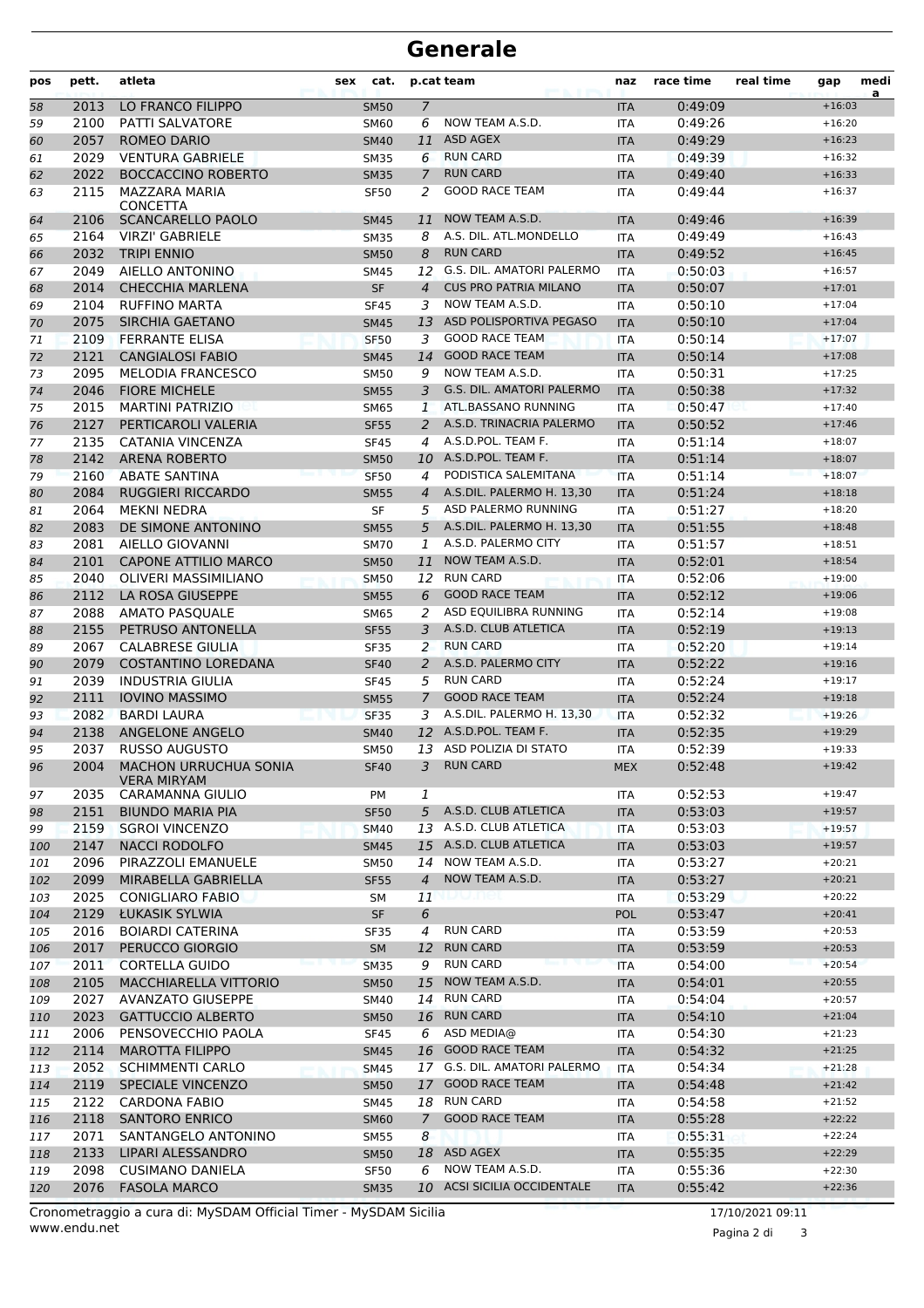# Generale

| pos | pett. | atleta | sex | cat. | p.cat | team | naz | race time | real time | gap | medi a |
|---|---|---|---|---|---|---|---|---|---|---|---|
| 58 | 2013 | LO FRANCO FILIPPO | | SM50 | 7 | | ITA | 0:49:09 | | +16:03 | |
| 59 | 2100 | PATTI SALVATORE | | SM60 | 6 | NOW TEAM A.S.D. | ITA | 0:49:26 | | +16:20 | |
| 60 | 2057 | ROMEO DARIO | | SM40 | 11 | ASD AGEX | ITA | 0:49:29 | | +16:23 | |
| 61 | 2029 | VENTURA GABRIELE | | SM35 | 6 | RUN CARD | ITA | 0:49:39 | | +16:32 | |
| 62 | 2022 | BOCCACCINO ROBERTO | | SM35 | 7 | RUN CARD | ITA | 0:49:40 | | +16:33 | |
| 63 | 2115 | MAZZARA MARIA CONCETTA | | SF50 | 2 | GOOD RACE TEAM | ITA | 0:49:44 | | +16:37 | |
| 64 | 2106 | SCANCARELLO PAOLO | | SM45 | 11 | NOW TEAM A.S.D. | ITA | 0:49:46 | | +16:39 | |
| 65 | 2164 | VIRZI' GABRIELE | | SM35 | 8 | A.S. DIL. ATL.MONDELLO | ITA | 0:49:49 | | +16:43 | |
| 66 | 2032 | TRIPI ENNIO | | SM50 | 8 | RUN CARD | ITA | 0:49:52 | | +16:45 | |
| 67 | 2049 | AIELLO ANTONINO | | SM45 | 12 | G.S. DIL. AMATORI PALERMO | ITA | 0:50:03 | | +16:57 | |
| 68 | 2014 | CHECCHIA MARLENA | | SF | 4 | CUS PRO PATRIA MILANO | ITA | 0:50:07 | | +17:01 | |
| 69 | 2104 | RUFFINO MARTA | | SF45 | 3 | NOW TEAM A.S.D. | ITA | 0:50:10 | | +17:04 | |
| 70 | 2075 | SIRCHIA GAETANO | | SM45 | 13 | ASD POLISPORTIVA PEGASO | ITA | 0:50:10 | | +17:04 | |
| 71 | 2109 | FERRANTE ELISA | | SF50 | 3 | GOOD RACE TEAM | ITA | 0:50:14 | | +17:07 | |
| 72 | 2121 | CANGIALOSI FABIO | | SM45 | 14 | GOOD RACE TEAM | ITA | 0:50:14 | | +17:08 | |
| 73 | 2095 | MELODIA FRANCESCO | | SM50 | 9 | NOW TEAM A.S.D. | ITA | 0:50:31 | | +17:25 | |
| 74 | 2046 | FIORE MICHELE | | SM55 | 3 | G.S. DIL. AMATORI PALERMO | ITA | 0:50:38 | | +17:32 | |
| 75 | 2015 | MARTINI PATRIZIO | | SM65 | 1 | ATL.BASSANO RUNNING | ITA | 0:50:47 | | +17:40 | |
| 76 | 2127 | PERTICAROLI VALERIA | | SF55 | 2 | A.S.D. TRINACRIA PALERMO | ITA | 0:50:52 | | +17:46 | |
| 77 | 2135 | CATANIA VINCENZA | | SF45 | 4 | A.S.D.POL. TEAM F. | ITA | 0:51:14 | | +18:07 | |
| 78 | 2142 | ARENA ROBERTO | | SM50 | 10 | A.S.D.POL. TEAM F. | ITA | 0:51:14 | | +18:07 | |
| 79 | 2160 | ABATE SANTINA | | SF50 | 4 | PODISTICA SALEMITANA | ITA | 0:51:14 | | +18:07 | |
| 80 | 2084 | RUGGIERI RICCARDO | | SM55 | 4 | A.S.DIL. PALERMO H. 13,30 | ITA | 0:51:24 | | +18:18 | |
| 81 | 2064 | MEKNI NEDRA | | SF | 5 | ASD PALERMO RUNNING | ITA | 0:51:27 | | +18:20 | |
| 82 | 2083 | DE SIMONE ANTONINO | | SM55 | 5 | A.S.DIL. PALERMO H. 13,30 | ITA | 0:51:55 | | +18:48 | |
| 83 | 2081 | AIELLO GIOVANNI | | SM70 | 1 | A.S.D. PALERMO CITY | ITA | 0:51:57 | | +18:51 | |
| 84 | 2101 | CAPONE ATTILIO MARCO | | SM50 | 11 | NOW TEAM A.S.D. | ITA | 0:52:01 | | +18:54 | |
| 85 | 2040 | OLIVERI MASSIMILIANO | | SM50 | 12 | RUN CARD | ITA | 0:52:06 | | +19:00 | |
| 86 | 2112 | LA ROSA GIUSEPPE | | SM55 | 6 | GOOD RACE TEAM | ITA | 0:52:12 | | +19:06 | |
| 87 | 2088 | AMATO PASQUALE | | SM65 | 2 | ASD EQUILIBRA RUNNING | ITA | 0:52:14 | | +19:08 | |
| 88 | 2155 | PETRUSO ANTONELLA | | SF55 | 3 | A.S.D. CLUB ATLETICA | ITA | 0:52:19 | | +19:13 | |
| 89 | 2067 | CALABRESE GIULIA | | SF35 | 2 | RUN CARD | ITA | 0:52:20 | | +19:14 | |
| 90 | 2079 | COSTANTINO LOREDANA | | SF40 | 2 | A.S.D. PALERMO CITY | ITA | 0:52:22 | | +19:16 | |
| 91 | 2039 | INDUSTRIA GIULIA | | SF45 | 5 | RUN CARD | ITA | 0:52:24 | | +19:17 | |
| 92 | 2111 | IOVINO MASSIMO | | SM55 | 7 | GOOD RACE TEAM | ITA | 0:52:24 | | +19:18 | |
| 93 | 2082 | BARDI LAURA | | SF35 | 3 | A.S.DIL. PALERMO H. 13,30 | ITA | 0:52:32 | | +19:26 | |
| 94 | 2138 | ANGELONE ANGELO | | SM40 | 12 | A.S.D.POL. TEAM F. | ITA | 0:52:35 | | +19:29 | |
| 95 | 2037 | RUSSO AUGUSTO | | SM50 | 13 | ASD POLIZIA DI STATO | ITA | 0:52:39 | | +19:33 | |
| 96 | 2004 | MACHON URRUCHUA SONIA VERA MIRYAM | | SF40 | 3 | RUN CARD | MEX | 0:52:48 | | +19:42 | |
| 97 | 2035 | CARAMANNA GIULIO | | PM | 1 | | ITA | 0:52:53 | | +19:47 | |
| 98 | 2151 | BIUNDO MARIA PIA | | SF50 | 5 | A.S.D. CLUB ATLETICA | ITA | 0:53:03 | | +19:57 | |
| 99 | 2159 | SGROI VINCENZO | | SM40 | 13 | A.S.D. CLUB ATLETICA | ITA | 0:53:03 | | +19:57 | |
| 100 | 2147 | NACCI RODOLFO | | SM45 | 15 | A.S.D. CLUB ATLETICA | ITA | 0:53:03 | | +19:57 | |
| 101 | 2096 | PIRAZZOLI EMANUELE | | SM50 | 14 | NOW TEAM A.S.D. | ITA | 0:53:27 | | +20:21 | |
| 102 | 2099 | MIRABELLA GABRIELLA | | SF55 | 4 | NOW TEAM A.S.D. | ITA | 0:53:27 | | +20:21 | |
| 103 | 2025 | CONIGLIARO FABIO | | SM | 11 | | ITA | 0:53:29 | | +20:22 | |
| 104 | 2129 | ŁUKASIK SYLWIA | | SF | 6 | | POL | 0:53:47 | | +20:41 | |
| 105 | 2016 | BOIARDI CATERINA | | SF35 | 4 | RUN CARD | ITA | 0:53:59 | | +20:53 | |
| 106 | 2017 | PERUCCO GIORGIO | | SM | 12 | RUN CARD | ITA | 0:53:59 | | +20:53 | |
| 107 | 2011 | CORTELLA GUIDO | | SM35 | 9 | RUN CARD | ITA | 0:54:00 | | +20:54 | |
| 108 | 2105 | MACCHIARELLA VITTORIO | | SM50 | 15 | NOW TEAM A.S.D. | ITA | 0:54:01 | | +20:55 | |
| 109 | 2027 | AVANZATO GIUSEPPE | | SM40 | 14 | RUN CARD | ITA | 0:54:04 | | +20:57 | |
| 110 | 2023 | GATTUCCIO ALBERTO | | SM50 | 16 | RUN CARD | ITA | 0:54:10 | | +21:04 | |
| 111 | 2006 | PENSOVECCHIO PAOLA | | SF45 | 6 | ASD MEDIA@ | ITA | 0:54:30 | | +21:23 | |
| 112 | 2114 | MAROTTA FILIPPO | | SM45 | 16 | GOOD RACE TEAM | ITA | 0:54:32 | | +21:25 | |
| 113 | 2052 | SCHIMMENTI CARLO | | SM45 | 17 | G.S. DIL. AMATORI PALERMO | ITA | 0:54:34 | | +21:28 | |
| 114 | 2119 | SPECIALE VINCENZO | | SM50 | 17 | GOOD RACE TEAM | ITA | 0:54:48 | | +21:42 | |
| 115 | 2122 | CARDONA FABIO | | SM45 | 18 | RUN CARD | ITA | 0:54:58 | | +21:52 | |
| 116 | 2118 | SANTORO ENRICO | | SM60 | 7 | GOOD RACE TEAM | ITA | 0:55:28 | | +22:22 | |
| 117 | 2071 | SANTANGELO ANTONINO | | SM55 | 8 | | ITA | 0:55:31 | | +22:24 | |
| 118 | 2133 | LIPARI ALESSANDRO | | SM50 | 18 | ASD AGEX | ITA | 0:55:35 | | +22:29 | |
| 119 | 2098 | CUSIMANO DANIELA | | SF50 | 6 | NOW TEAM A.S.D. | ITA | 0:55:36 | | +22:30 | |
| 120 | 2076 | FASOLA MARCO | | SM35 | 10 | ACSI SICILIA OCCIDENTALE | ITA | 0:55:42 | | +22:36 | |

Cronometraggio a cura di: MySDAM Official Timer - MySDAM Sicilia
www.endu.net
17/10/2021 09:11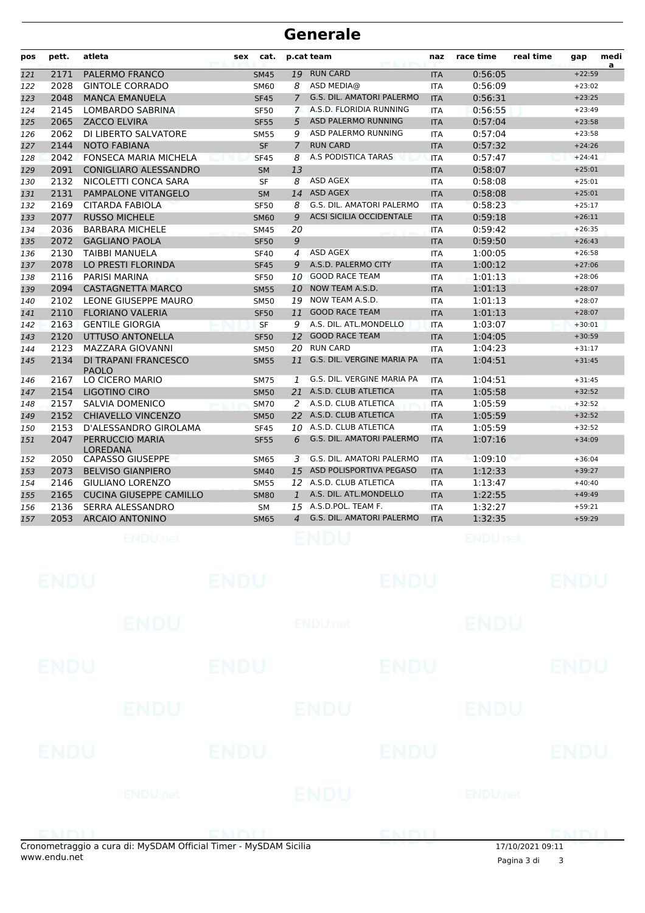# Generale

| pos | pett. | atleta | sex | cat. | p.cat | team | naz | race time | real time | gap | media |
|---|---|---|---|---|---|---|---|---|---|---|---|
| 121 | 2171 | PALERMO FRANCO | | SM45 | 19 | RUN CARD | ITA | 0:56:05 | | +22:59 | |
| 122 | 2028 | GINTOLE CORRADO | | SM60 | 8 | ASD MEDIA@ | ITA | 0:56:09 | | +23:02 | |
| 123 | 2048 | MANCA EMANUELA | | SF45 | 7 | G.S. DIL. AMATORI PALERMO | ITA | 0:56:31 | | +23:25 | |
| 124 | 2145 | LOMBARDO SABRINA | | SF50 | 7 | A.S.D. FLORIDIA RUNNING | ITA | 0:56:55 | | +23:49 | |
| 125 | 2065 | ZACCO ELVIRA | | SF55 | 5 | ASD PALERMO RUNNING | ITA | 0:57:04 | | +23:58 | |
| 126 | 2062 | DI LIBERTO SALVATORE | | SM55 | 9 | ASD PALERMO RUNNING | ITA | 0:57:04 | | +23:58 | |
| 127 | 2144 | NOTO FABIANA | | SF | 7 | RUN CARD | ITA | 0:57:32 | | +24:26 | |
| 128 | 2042 | FONSECA MARIA MICHELA | | SF45 | 8 | A.S PODISTICA TARAS | ITA | 0:57:47 | | +24:41 | |
| 129 | 2091 | CONIGLIARO ALESSANDRO | | SM | 13 | | ITA | 0:58:07 | | +25:01 | |
| 130 | 2132 | NICOLETTI CONCA SARA | | SF | 8 | ASD AGEX | ITA | 0:58:08 | | +25:01 | |
| 131 | 2131 | PAMPALONE VITANGELO | | SM | 14 | ASD AGEX | ITA | 0:58:08 | | +25:01 | |
| 132 | 2169 | CITARDA FABIOLA | | SF50 | 8 | G.S. DIL. AMATORI PALERMO | ITA | 0:58:23 | | +25:17 | |
| 133 | 2077 | RUSSO MICHELE | | SM60 | 9 | ACSI SICILIA OCCIDENTALE | ITA | 0:59:18 | | +26:11 | |
| 134 | 2036 | BARBARA MICHELE | | SM45 | 20 | | ITA | 0:59:42 | | +26:35 | |
| 135 | 2072 | GAGLIANO PAOLA | | SF50 | 9 | | ITA | 0:59:50 | | +26:43 | |
| 136 | 2130 | TAIBBI MANUELA | | SF40 | 4 | ASD AGEX | ITA | 1:00:05 | | +26:58 | |
| 137 | 2078 | LO PRESTI FLORINDA | | SF45 | 9 | A.S.D. PALERMO CITY | ITA | 1:00:12 | | +27:06 | |
| 138 | 2116 | PARISI MARINA | | SF50 | 10 | GOOD RACE TEAM | ITA | 1:01:13 | | +28:06 | |
| 139 | 2094 | CASTAGNETTA MARCO | | SM55 | 10 | NOW TEAM A.S.D. | ITA | 1:01:13 | | +28:07 | |
| 140 | 2102 | LEONE GIUSEPPE MAURO | | SM50 | 19 | NOW TEAM A.S.D. | ITA | 1:01:13 | | +28:07 | |
| 141 | 2110 | FLORIANO VALERIA | | SF50 | 11 | GOOD RACE TEAM | ITA | 1:01:13 | | +28:07 | |
| 142 | 2163 | GENTILE GIORGIA | | SF | 9 | A.S. DIL. ATL.MONDELLO | ITA | 1:03:07 | | +30:01 | |
| 143 | 2120 | UTTUSO ANTONELLA | | SF50 | 12 | GOOD RACE TEAM | ITA | 1:04:05 | | +30:59 | |
| 144 | 2123 | MAZZARA GIOVANNI | | SM50 | 20 | RUN CARD | ITA | 1:04:23 | | +31:17 | |
| 145 | 2134 | DI TRAPANI FRANCESCO PAOLO | | SM55 | 11 | G.S. DIL. VERGINE MARIA PA | ITA | 1:04:51 | | +31:45 | |
| 146 | 2167 | LO CICERO MARIO | | SM75 | 1 | G.S. DIL. VERGINE MARIA PA | ITA | 1:04:51 | | +31:45 | |
| 147 | 2154 | LIGOTINO CIRO | | SM50 | 21 | A.S.D. CLUB ATLETICA | ITA | 1:05:58 | | +32:52 | |
| 148 | 2157 | SALVIA DOMENICO | | SM70 | 2 | A.S.D. CLUB ATLETICA | ITA | 1:05:59 | | +32:52 | |
| 149 | 2152 | CHIAVELLO VINCENZO | | SM50 | 22 | A.S.D. CLUB ATLETICA | ITA | 1:05:59 | | +32:52 | |
| 150 | 2153 | D'ALESSANDRO GIROLAMA | | SF45 | 10 | A.S.D. CLUB ATLETICA | ITA | 1:05:59 | | +32:52 | |
| 151 | 2047 | PERRUCCIO MARIA LOREDANA | | SF55 | 6 | G.S. DIL. AMATORI PALERMO | ITA | 1:07:16 | | +34:09 | |
| 152 | 2050 | CAPASSO GIUSEPPE | | SM65 | 3 | G.S. DIL. AMATORI PALERMO | ITA | 1:09:10 | | +36:04 | |
| 153 | 2073 | BELVISO GIANPIERO | | SM40 | 15 | ASD POLISPORTIVA PEGASO | ITA | 1:12:33 | | +39:27 | |
| 154 | 2146 | GIULIANO LORENZO | | SM55 | 12 | A.S.D. CLUB ATLETICA | ITA | 1:13:47 | | +40:40 | |
| 155 | 2165 | CUCINA GIUSEPPE CAMILLO | | SM80 | 1 | A.S. DIL. ATL.MONDELLO | ITA | 1:22:55 | | +49:49 | |
| 156 | 2136 | SERRA ALESSANDRO | | SM | 15 | A.S.D.POL. TEAM F. | ITA | 1:32:27 | | +59:21 | |
| 157 | 2053 | ARCAIO ANTONINO | | SM65 | 4 | G.S. DIL. AMATORI PALERMO | ITA | 1:32:35 | | +59:29 | |

Cronometraggio a cura di: MySDAM Official Timer - MySDAM Sicilia
www.endu.net

17/10/2021 09:11